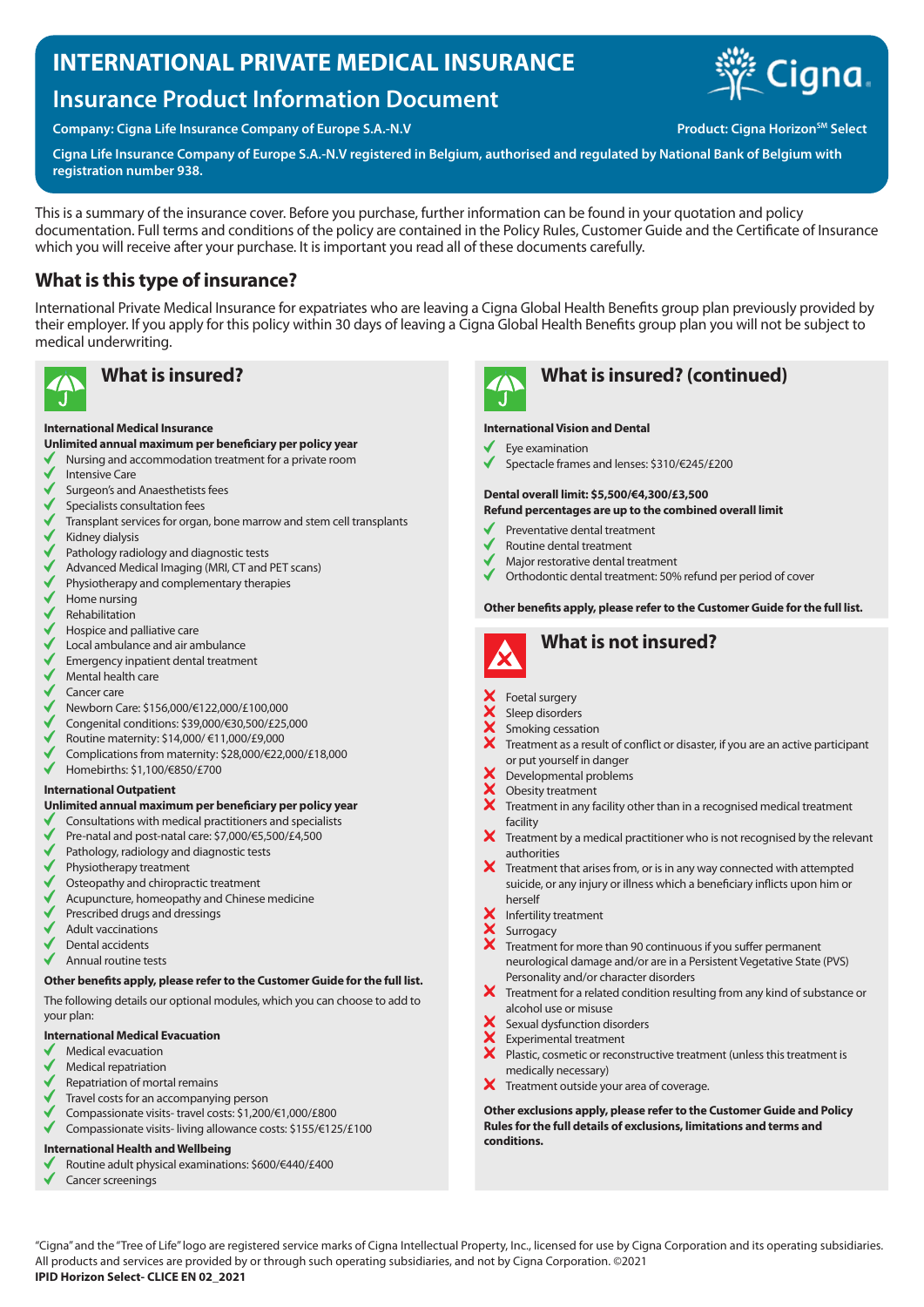# INTERNATIONAL PRIVATE MEDICAL INSURANCE

## Insurance Product Information Document

**Company: Cigna Life Insurance Company of Europe S.A.-N.V**

**Product: Cigna Horizon℠ Select**

**Cigna Life Insurance Company of Europe S.A.-N.V registered in Belgium, authorised and regulated by National Bank of Belgium with registration number 938.**

This is a summary of the insurance cover. Before you purchase, further information can be found in your quotation and policy documentation. Full terms and conditions of the policy are contained in the Policy Rules, Customer Guide and the Certificate of Insurance which you will receive after your purchase. It is important you read all of these documents carefully.

## What is this type of insurance?

International Private Medical Insurance for expatriates who are leaving a Cigna Global Health Benefits group plan previously provided by their employer. If you apply for this policy within 30 days of leaving a Cigna Global Health Benefits group plan you will not be subject to medical underwriting.

## What is insured?

**International Medical Insurance**

**Unlimited annual maximum per beneficiary per policy year**

- ✓ Nursing and accommodation treatment for a private room
- ✓ Intensive Care
- ✓ Surgeon's and Anaesthetists fees
- ✓ Specialists consultation fees
- ✓ Transplant services for organ, bone marrow and stem cell transplants
- ✓ Kidney dialysis
- ✓ Pathology radiology and diagnostic tests
- ✓ Advanced Medical Imaging (MRI, CT and PET scans)
- ✓ Physiotherapy and complementary therapies
- ✓ Home nursing
- ✓ Rehabilitation
- ✓ Hospice and palliative care
- ✓ Local ambulance and air ambulance
- ✓ Emergency inpatient dental treatment
- ✓ Mental health care
- ✓ Cancer care
- ✓ Newborn Care: $156,000/€122,000/£100,000
- ✓ Congenital conditions: $39,000/€30,500/£25,000
- ✓ Routine maternity: $14,000/ €11,000/£9,000
- ✓ Complications from maternity: $28,000/€22,000/£18,000
- ✓ Homebirths: $1,100/€850/£700

**International Outpatient**

**Unlimited annual maximum per beneficiary per policy year**

- ✓ Consultations with medical practitioners and specialists
- ✓ Pre-natal and post-natal care: $7,000/€5,500/£4,500
- ✓ Pathology, radiology and diagnostic tests
- ✓ Physiotherapy treatment
- ✓ Osteopathy and chiropractic treatment
- ✓ Acupuncture, homeopathy and Chinese medicine
- ✓ Prescribed drugs and dressings
- ✓ Adult vaccinations
- ✓ Dental accidents
- ✓ Annual routine tests

**Other benefits apply, please refer to the Customer Guide for the full list.**

The following details our optional modules, which you can choose to add to your plan:

**International Medical Evacuation**

- ✓ Medical evacuation
- ✓ Medical repatriation
- ✓ Repatriation of mortal remains
- ✓ Travel costs for an accompanying person
- ✓ Compassionate visits- travel costs: $1,200/€1,000/£800
- ✓ Compassionate visits- living allowance costs: $155/€125/£100

**International Health and Wellbeing**

- ✓ Routine adult physical examinations: $600/€440/£400
- ✓ Cancer screenings

## What is insured? (continued)

**International Vision and Dental**

- ✓ Eye examination
- ✓ Spectacle frames and lenses: $310/€245/£200

**Dental overall limit: $5,500/€4,300/£3,500**

**Refund percentages are up to the combined overall limit**

- ✓ Preventative dental treatment
- ✓ Routine dental treatment
- ✓ Major restorative dental treatment
- ✓ Orthodontic dental treatment: 50% refund per period of cover

**Other benefits apply, please refer to the Customer Guide for the full list.**

## What is not insured?

- ✗ Foetal surgery
- ✗ Sleep disorders
- ✗ Smoking cessation
- ✗ Treatment as a result of conflict or disaster, if you are an active participant or put yourself in danger
- ✗ Developmental problems
- ✗ Obesity treatment
- ✗ Treatment in any facility other than in a recognised medical treatment facility
- ✗ Treatment by a medical practitioner who is not recognised by the relevant authorities
- ✗ Treatment that arises from, or is in any way connected with attempted suicide, or any injury or illness which a beneficiary inflicts upon him or herself
- ✗ Infertility treatment
- ✗ Surrogacy
- ✗ Treatment for more than 90 continuous if you suffer permanent neurological damage and/or are in a Persistent Vegetative State (PVS) Personality and/or character disorders
- ✗ Treatment for a related condition resulting from any kind of substance or alcohol use or misuse
- ✗ Sexual dysfunction disorders
- ✗ Experimental treatment
- ✗ Plastic, cosmetic or reconstructive treatment (unless this treatment is medically necessary)
- ✗ Treatment outside your area of coverage.

**Other exclusions apply, please refer to the Customer Guide and Policy Rules for the full details of exclusions, limitations and terms and conditions.**

"Cigna" and the "Tree of Life" logo are registered service marks of Cigna Intellectual Property, Inc., licensed for use by Cigna Corporation and its operating subsidiaries. All products and services are provided by or through such operating subsidiaries, and not by Cigna Corporation. ©2021

**IPID Horizon Select- CLICE EN 02_2021**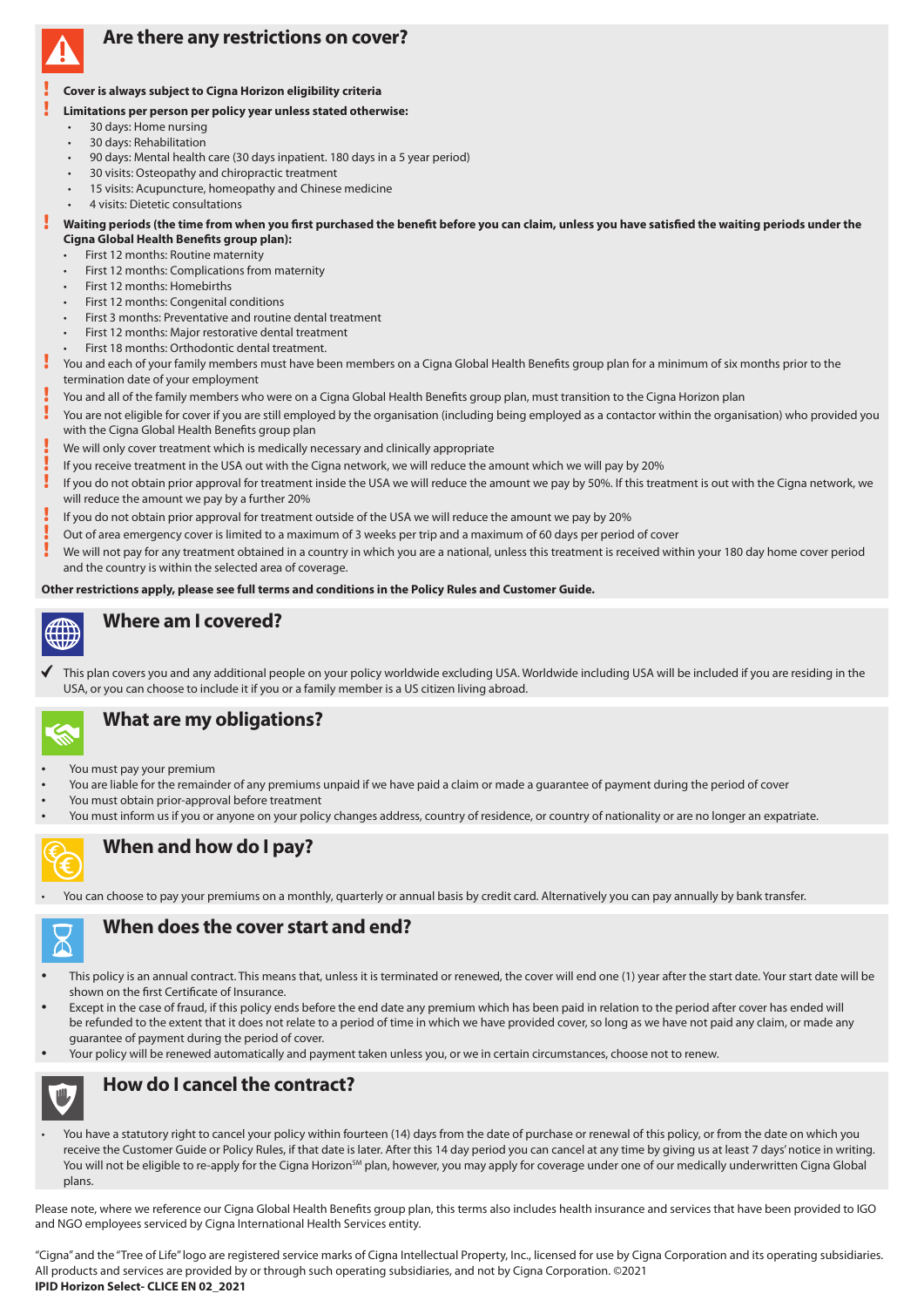## Are there any restrictions on cover?

- **Cover is always subject to Cigna Horizon eligibility criteria**
- **Limitations per person per policy year unless stated otherwise:**
  - 30 days: Home nursing
  - 30 days: Rehabilitation
  - 90 days: Mental health care (30 days inpatient. 180 days in a 5 year period)
  - 30 visits: Osteopathy and chiropractic treatment
  - 15 visits: Acupuncture, homeopathy and Chinese medicine
  - 4 visits: Dietetic consultations
- **Waiting periods (the time from when you first purchased the benefit before you can claim, unless you have satisfied the waiting periods under the Cigna Global Health Benefits group plan):**
  - First 12 months: Routine maternity
  - First 12 months: Complications from maternity
  - First 12 months: Homebirths
  - First 12 months: Congenital conditions
  - First 3 months: Preventative and routine dental treatment
  - First 12 months: Major restorative dental treatment
  - First 18 months: Orthodontic dental treatment.
- You and each of your family members must have been members on a Cigna Global Health Benefits group plan for a minimum of six months prior to the termination date of your employment
- You and all of the family members who were on a Cigna Global Health Benefits group plan, must transition to the Cigna Horizon plan
- You are not eligible for cover if you are still employed by the organisation (including being employed as a contactor within the organisation) who provided you with the Cigna Global Health Benefits group plan
- We will only cover treatment which is medically necessary and clinically appropriate
- If you receive treatment in the USA out with the Cigna network, we will reduce the amount which we will pay by 20%
- If you do not obtain prior approval for treatment inside the USA we will reduce the amount we pay by 50%. If this treatment is out with the Cigna network, we will reduce the amount we pay by a further 20%
- If you do not obtain prior approval for treatment outside of the USA we will reduce the amount we pay by 20%
- Out of area emergency cover is limited to a maximum of 3 weeks per trip and a maximum of 60 days per period of cover
- We will not pay for any treatment obtained in a country in which you are a national, unless this treatment is received within your 180 day home cover period and the country is within the selected area of coverage.

**Other restrictions apply, please see full terms and conditions in the Policy Rules and Customer Guide.**

## Where am I covered?

- ✓ This plan covers you and any additional people on your policy worldwide excluding USA. Worldwide including USA will be included if you are residing in the USA, or you can choose to include it if you or a family member is a US citizen living abroad.

## What are my obligations?

- You must pay your premium
- You are liable for the remainder of any premiums unpaid if we have paid a claim or made a guarantee of payment during the period of cover
- You must obtain prior-approval before treatment
- You must inform us if you or anyone on your policy changes address, country of residence, or country of nationality or are no longer an expatriate.

## When and how do I pay?

- You can choose to pay your premiums on a monthly, quarterly or annual basis by credit card. Alternatively you can pay annually by bank transfer.

## When does the cover start and end?

- This policy is an annual contract. This means that, unless it is terminated or renewed, the cover will end one (1) year after the start date. Your start date will be shown on the first Certificate of Insurance.
- Except in the case of fraud, if this policy ends before the end date any premium which has been paid in relation to the period after cover has ended will be refunded to the extent that it does not relate to a period of time in which we have provided cover, so long as we have not paid any claim, or made any guarantee of payment during the period of cover.
- Your policy will be renewed automatically and payment taken unless you, or we in certain circumstances, choose not to renew.

## How do I cancel the contract?

- You have a statutory right to cancel your policy within fourteen (14) days from the date of purchase or renewal of this policy, or from the date on which you receive the Customer Guide or Policy Rules, if that date is later. After this 14 day period you can cancel at any time by giving us at least 7 days' notice in writing. You will not be eligible to re-apply for the Cigna Horizon℠ plan, however, you may apply for coverage under one of our medically underwritten Cigna Global plans.

Please note, where we reference our Cigna Global Health Benefits group plan, this terms also includes health insurance and services that have been provided to IGO and NGO employees serviced by Cigna International Health Services entity.

"Cigna" and the "Tree of Life" logo are registered service marks of Cigna Intellectual Property, Inc., licensed for use by Cigna Corporation and its operating subsidiaries. All products and services are provided by or through such operating subsidiaries, and not by Cigna Corporation. ©2021

**IPID Horizon Select- CLICE EN 02_2021**